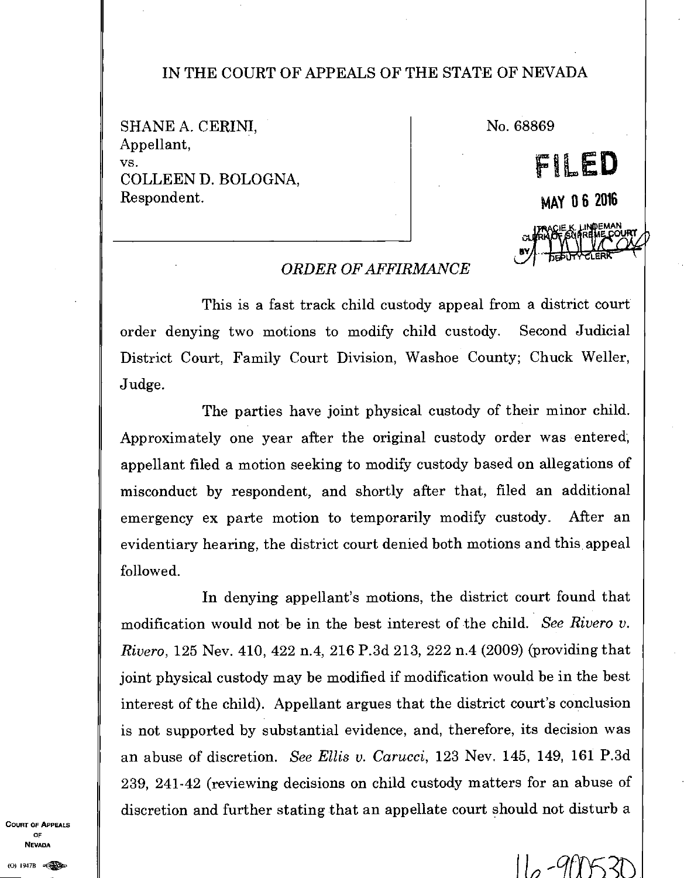IN THE COURT OF APPEALS OF THE STATE OF NEVADA

SHANE A. CERINI,
Appellant,
vs.
COLLEEN D. BOLOGNA,
Respondent.

No. 68869

FILED

MAY 06 2016

TRACIE K. LINDEMAN
CLERK OF SUPREME COURT
BY DEPUTY CLERK

*ORDER OF AFFIRMANCE*

This is a fast track child custody appeal from a district court order denying two motions to modify child custody. Second Judicial District Court, Family Court Division, Washoe County; Chuck Weller, Judge.

The parties have joint physical custody of their minor child. Approximately one year after the original custody order was entered, appellant filed a motion seeking to modify custody based on allegations of misconduct by respondent, and shortly after that, filed an additional emergency ex parte motion to temporarily modify custody. After an evidentiary hearing, the district court denied both motions and this appeal followed.

In denying appellant's motions, the district court found that modification would not be in the best interest of the child. *See Rivero v. Rivero*, 125 Nev. 410, 422 n.4, 216 P.3d 213, 222 n.4 (2009) (providing that joint physical custody may be modified if modification would be in the best interest of the child). Appellant argues that the district court's conclusion is not supported by substantial evidence, and, therefore, its decision was an abuse of discretion. *See Ellis v. Carucci*, 123 Nev. 145, 149, 161 P.3d 239, 241-42 (reviewing decisions on child custody matters for an abuse of discretion and further stating that an appellate court should not disturb a

16-900530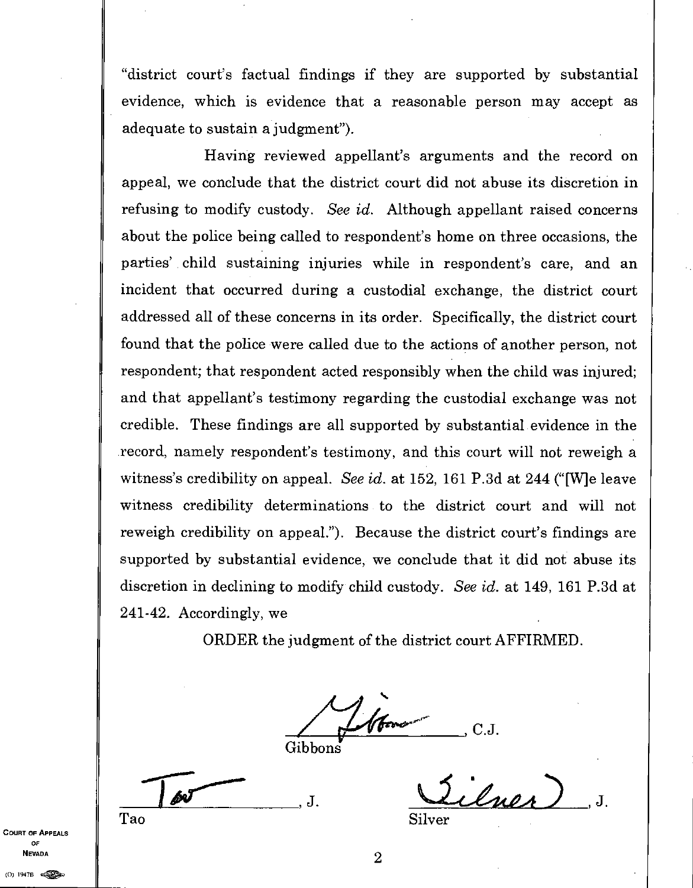"district court's factual findings if they are supported by substantial evidence, which is evidence that a reasonable person may accept as adequate to sustain a judgment").

Having reviewed appellant's arguments and the record on appeal, we conclude that the district court did not abuse its discretion in refusing to modify custody. *See id.* Although appellant raised concerns about the police being called to respondent's home on three occasions, the parties' child sustaining injuries while in respondent's care, and an incident that occurred during a custodial exchange, the district court addressed all of these concerns in its order. Specifically, the district court found that the police were called due to the actions of another person, not respondent; that respondent acted responsibly when the child was injured; and that appellant's testimony regarding the custodial exchange was not credible. These findings are all supported by substantial evidence in the record, namely respondent's testimony, and this court will not reweigh a witness's credibility on appeal. *See id.* at 152, 161 P.3d at 244 ("[W]e leave witness credibility determinations to the district court and will not reweigh credibility on appeal."). Because the district court's findings are supported by substantial evidence, we conclude that it did not abuse its discretion in declining to modify child custody. *See id.* at 149, 161 P.3d at 241-42. Accordingly, we

ORDER the judgment of the district court AFFIRMED.

_______________, C.J.
Gibbons

_______________, J.
Tao

_______________, J.
Silver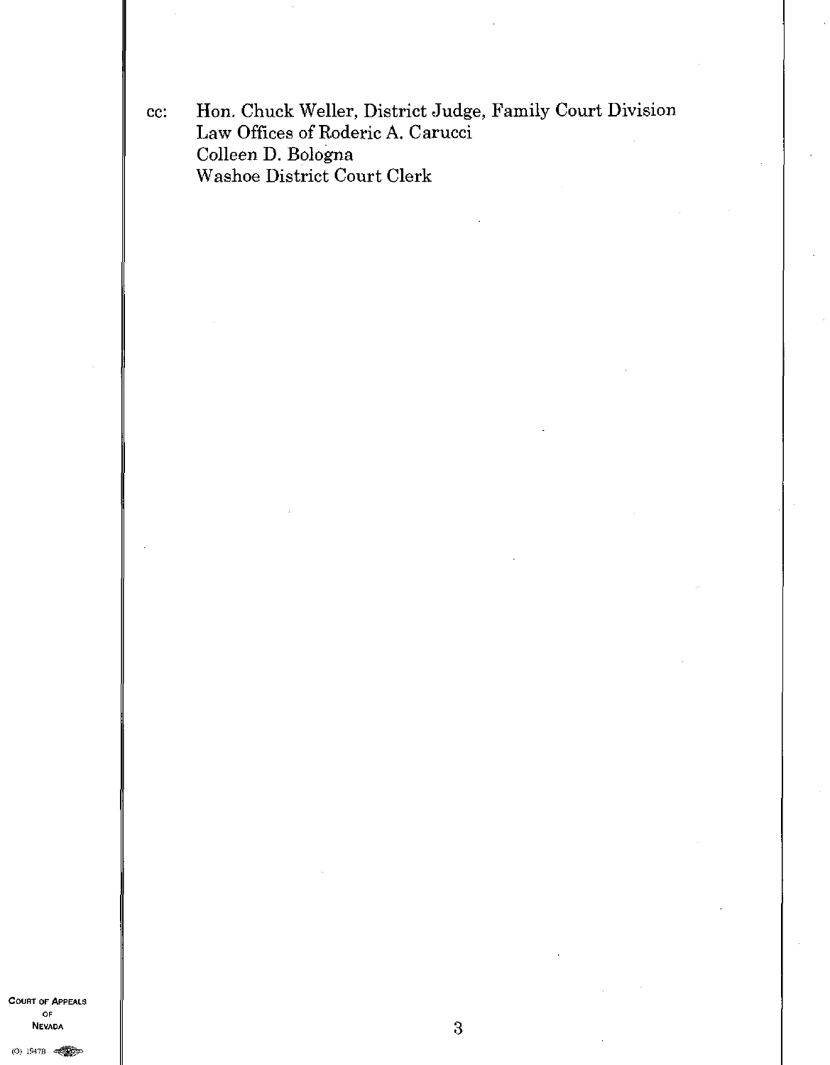cc: Hon. Chuck Weller, District Judge, Family Court Division
Law Offices of Roderic A. Carucci
Colleen D. Bologna
Washoe District Court Clerk